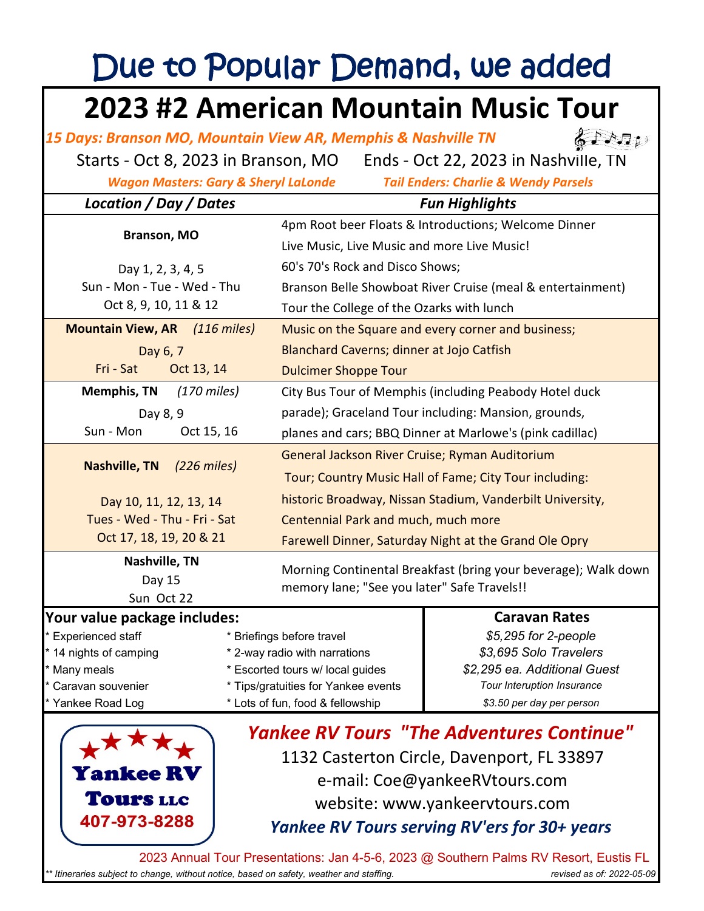# Due to Popular Demand, we added

## 2023 #2 American Mountain Music Tour

***15 Days: Branson MO, Mountain View AR, Memphis & Nashville TN***

Starts - Oct 8, 2023 in Branson, MO     Ends - Oct 22, 2023 in Nashville, TN

***Wagon Masters: Gary & Sheryl LaLonde***     ***Tail Enders: Charlie & Wendy Parsels***

| ***Location / Day / Dates*** | ***Fun Highlights*** |
|---|---|
| **Branson, MO**<br>Day 1, 2, 3, 4, 5<br>Sun - Mon - Tue - Wed - Thu<br>Oct 8, 9, 10, 11 & 12 | 4pm Root beer Floats & Introductions; Welcome Dinner<br>Live Music, Live Music and more Live Music!<br>60's 70's Rock and Disco Shows;<br>Branson Belle Showboat River Cruise (meal & entertainment)<br>Tour the College of the Ozarks with lunch |
| **Mountain View, AR** *(116 miles)*<br>Day 6, 7<br>Fri - Sat     Oct 13, 14 | Music on the Square and every corner and business;<br>Blanchard Caverns; dinner at Jojo Catfish<br>Dulcimer Shoppe Tour |
| **Memphis, TN** *(170 miles)*<br>Day 8, 9<br>Sun - Mon     Oct 15, 16 | City Bus Tour of Memphis (including Peabody Hotel duck parade); Graceland Tour including: Mansion, grounds, planes and cars; BBQ Dinner at Marlowe's (pink cadillac) |
| **Nashville, TN** *(226 miles)*<br>Day 10, 11, 12, 13, 14<br>Tues - Wed - Thu - Fri - Sat<br>Oct 17, 18, 19, 20 & 21 | General Jackson River Cruise; Ryman Auditorium Tour; Country Music Hall of Fame; City Tour including: historic Broadway, Nissan Stadium, Vanderbilt University, Centennial Park and much, much more<br>Farewell Dinner, Saturday Night at the Grand Ole Opry |
| **Nashville, TN**<br>Day 15<br>Sun Oct 22 | Morning Continental Breakfast (bring your beverage); Walk down memory lane; "See you later" Safe Travels!! |

**Your value package includes:**

* Experienced staff
* 14 nights of camping
* Many meals
* Caravan souvenier
* Yankee Road Log
* Briefings before travel
* 2-way radio with narrations
* Escorted tours w/ local guides
* Tips/gratuities for Yankee events
* Lots of fun, food & fellowship

**Caravan Rates**

*$5,295 for 2-people*
*$3,695 Solo Travelers*
*$2,295 ea. Additional Guest*
*Tour Interuption Insurance*
*$3.50 per day per person*

Yankee RV Tours LLC
407-973-8288

***Yankee RV Tours "The Adventures Continue"***

1132 Casterton Circle, Davenport, FL 33897
e-mail: Coe@yankeeRVtours.com
website: www.yankeervtours.com

***Yankee RV Tours serving RV'ers for 30+ years***

2023 Annual Tour Presentations: Jan 4-5-6, 2023 @ Southern Palms RV Resort, Eustis FL

*** Itineraries subject to change, without notice, based on safety, weather and staffing.* *revised as of: 2022-05-09*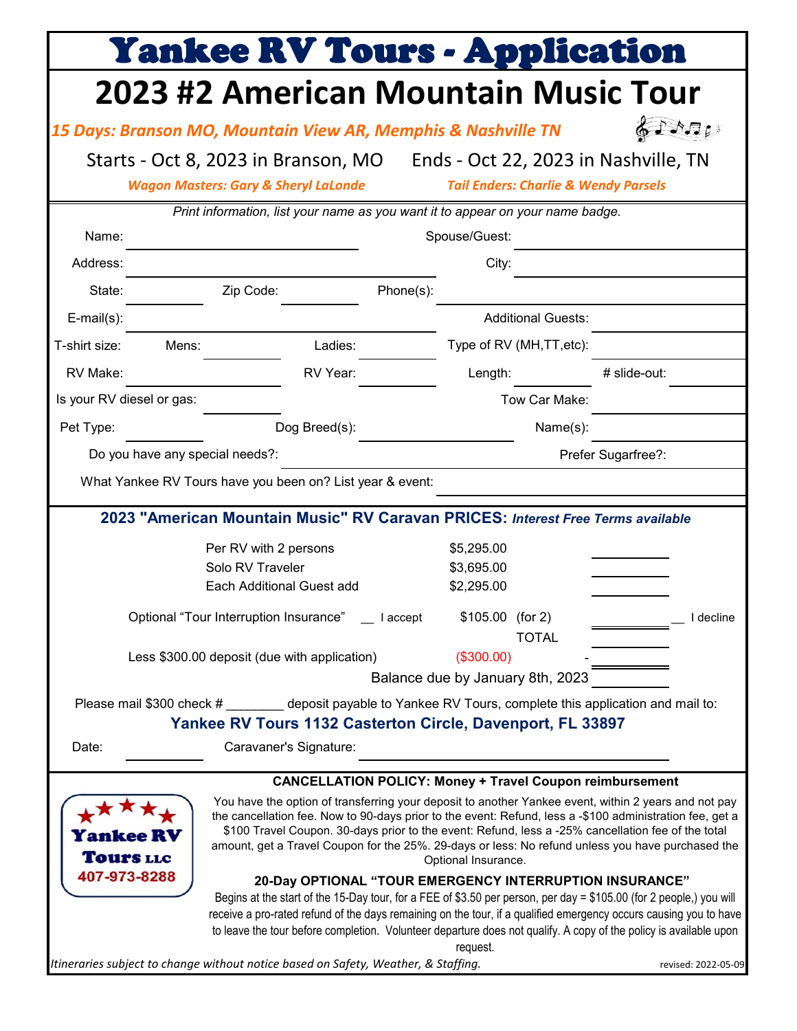# Yankee RV Tours - Application

# 2023 #2 American Mountain Music Tour

***15 Days: Branson MO, Mountain View AR, Memphis & Nashville TN***

Starts - Oct 8, 2023 in Branson, MO     Ends - Oct 22, 2023 in Nashville, TN

***Wagon Masters: Gary & Sheryl LaLonde***     ***Tail Enders: Charlie & Wendy Parsels***

*Print information, list your name as you want it to appear on your name badge.*

Name: ____________________     Spouse/Guest: ____________________

Address: ____________________     City: ____________________

State: ________     Zip Code: ________     Phone(s): ____________________

E-mail(s): ____________________     Additional Guests: ____________________

T-shirt size:     Mens: ________     Ladies: ________     Type of RV (MH,TT,etc): ________

RV Make: ________     RV Year: ________     Length: ________     # slide-out: ________

Is your RV diesel or gas: ________     Tow Car Make: ________

Pet Type: ________     Dog Breed(s): ________     Name(s): ________

Do you have any special needs?: ____________________     Prefer Sugarfree?: ________

What Yankee RV Tours have you been on? List year & event: ____________________

## 2023 "American Mountain Music" RV Caravan PRICES: *Interest Free Terms available*

| | | |
|---|---|---|
| Per RV with 2 persons | $5,295.00 | ________ |
| Solo RV Traveler | $3,695.00 | ________ |
| Each Additional Guest add | $2,295.00 | ________ |
| Optional "Tour Interruption Insurance" __ I accept | $105.00 (for 2) | ________ __ I decline |
| | TOTAL | ________ |
| Less $300.00 deposit (due with application) | ($300.00) | - ________ |
| | Balance due by January 8th, 2023 | ________ |

Please mail $300 check # ________ deposit payable to Yankee RV Tours, complete this application and mail to:

**Yankee RV Tours 1132 Casterton Circle, Davenport, FL 33897**

Date: ________     Caravaner's Signature: ____________________

Yankee RV Tours LLC
407-973-8288

**CANCELLATION POLICY: Money + Travel Coupon reimbursement**

You have the option of transferring your deposit to another Yankee event, within 2 years and not pay the cancellation fee. Now to 90-days prior to the event: Refund, less a -$100 administration fee, get a $100 Travel Coupon. 30-days prior to the event: Refund, less a -25% cancellation fee of the total amount, get a Travel Coupon for the 25%. 29-days or less: No refund unless you have purchased the Optional Insurance.

**20-Day OPTIONAL "TOUR EMERGENCY INTERRUPTION INSURANCE"**

Begins at the start of the 15-Day tour, for a FEE of $3.50 per person, per day = $105.00 (for 2 people,) you will receive a pro-rated refund of the days remaining on the tour, if a qualified emergency occurs causing you to have to leave the tour before completion. Volunteer departure does not qualify. A copy of the policy is available upon request.

*Itineraries subject to change without notice based on Safety, Weather, & Staffing.*

revised: 2022-05-09